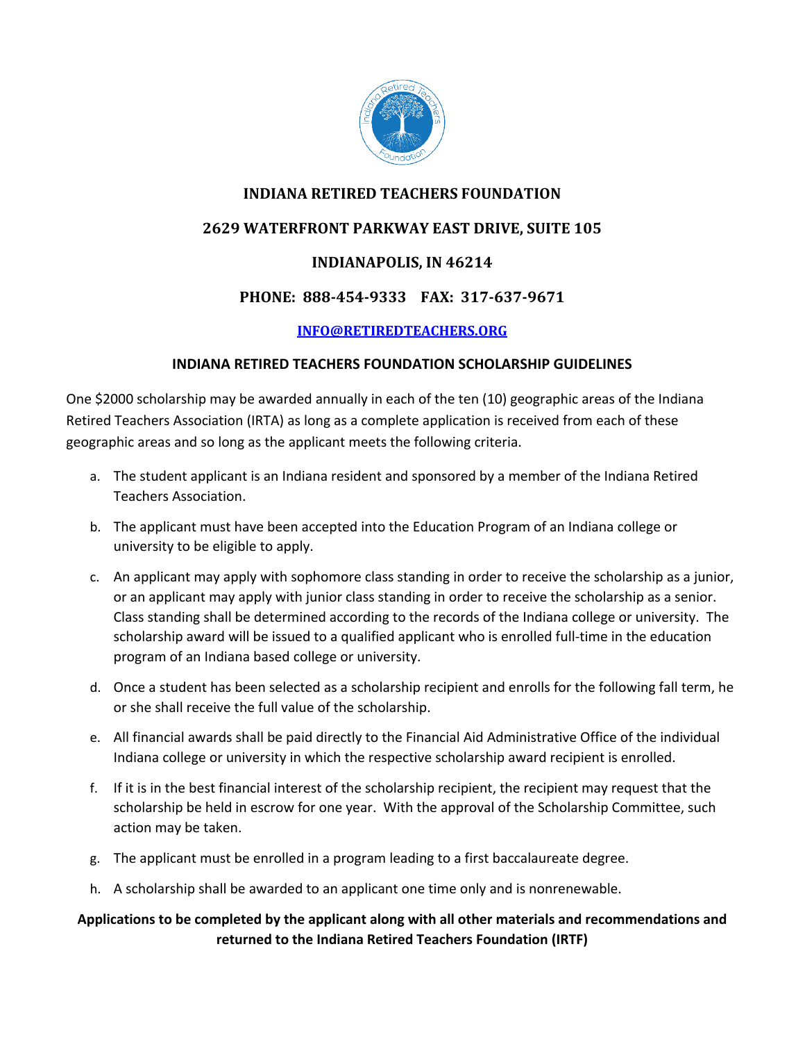# INDIANA RETIRED TEACHERS FOUNDATION

## 2629 WATERFRONT PARKWAY EAST DRIVE, SUITE 105

## INDIANAPOLIS, IN 46214

## PHONE: 888-454-9333 FAX: 317-637-9671

**INFO@RETIREDTEACHERS.ORG**

### INDIANA RETIRED TEACHERS FOUNDATION SCHOLARSHIP GUIDELINES

One $2000 scholarship may be awarded annually in each of the ten (10) geographic areas of the Indiana Retired Teachers Association (IRTA) as long as a complete application is received from each of these geographic areas and so long as the applicant meets the following criteria.

a. The student applicant is an Indiana resident and sponsored by a member of the Indiana Retired Teachers Association.

b. The applicant must have been accepted into the Education Program of an Indiana college or university to be eligible to apply.

c. An applicant may apply with sophomore class standing in order to receive the scholarship as a junior, or an applicant may apply with junior class standing in order to receive the scholarship as a senior. Class standing shall be determined according to the records of the Indiana college or university. The scholarship award will be issued to a qualified applicant who is enrolled full-time in the education program of an Indiana based college or university.

d. Once a student has been selected as a scholarship recipient and enrolls for the following fall term, he or she shall receive the full value of the scholarship.

e. All financial awards shall be paid directly to the Financial Aid Administrative Office of the individual Indiana college or university in which the respective scholarship award recipient is enrolled.

f. If it is in the best financial interest of the scholarship recipient, the recipient may request that the scholarship be held in escrow for one year. With the approval of the Scholarship Committee, such action may be taken.

g. The applicant must be enrolled in a program leading to a first baccalaureate degree.

h. A scholarship shall be awarded to an applicant one time only and is nonrenewable.

**Applications to be completed by the applicant along with all other materials and recommendations and returned to the Indiana Retired Teachers Foundation (IRTF)**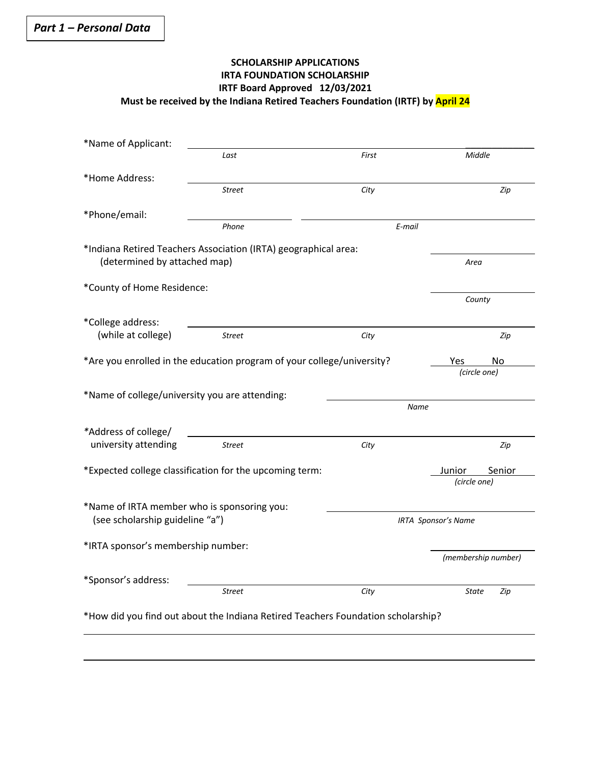**Part 1 – Personal Data**

**SCHOLARSHIP APPLICATIONS**
**IRTA FOUNDATION SCHOLARSHIP**
**IRTF Board Approved 12/03/2021**
**Must be received by the Indiana Retired Teachers Foundation (IRTF) by April 24**

*Name of Applicant: ______________________________________________
*Last* &nbsp;&nbsp;&nbsp; *First* &nbsp;&nbsp;&nbsp; *Middle*

*Home Address: ______________________________________________
*Street* &nbsp;&nbsp;&nbsp; *City* &nbsp;&nbsp;&nbsp; *Zip*

*Phone/email: ________________ ______________________________
*Phone* &nbsp;&nbsp;&nbsp; *E-mail*

*Indiana Retired Teachers Association (IRTA) geographical area: (determined by attached map) ________________
*Area*

*County of Home Residence: ________________
*County*

*College address: (while at college) ______________________________________________
*Street* &nbsp;&nbsp;&nbsp; *City* &nbsp;&nbsp;&nbsp; *Zip*

*Are you enrolled in the education program of your college/university? Yes No
*(circle one)*

*Name of college/university you are attending: ______________________________
*Name*

*Address of college/ university attending ______________________________________________
*Street* &nbsp;&nbsp;&nbsp; *City* &nbsp;&nbsp;&nbsp; *Zip*

*Expected college classification for the upcoming term: Junior Senior
*(circle one)*

*Name of IRTA member who is sponsoring you: (see scholarship guideline "a") ______________________________
*IRTA Sponsor's Name*

*IRTA sponsor's membership number: ________________
*(membership number)*

*Sponsor's address: ______________________________________________
*Street* &nbsp;&nbsp;&nbsp; *City* &nbsp;&nbsp;&nbsp; *State* &nbsp;&nbsp;&nbsp; *Zip*

*How did you find out about the Indiana Retired Teachers Foundation scholarship?

______________________________________________

______________________________________________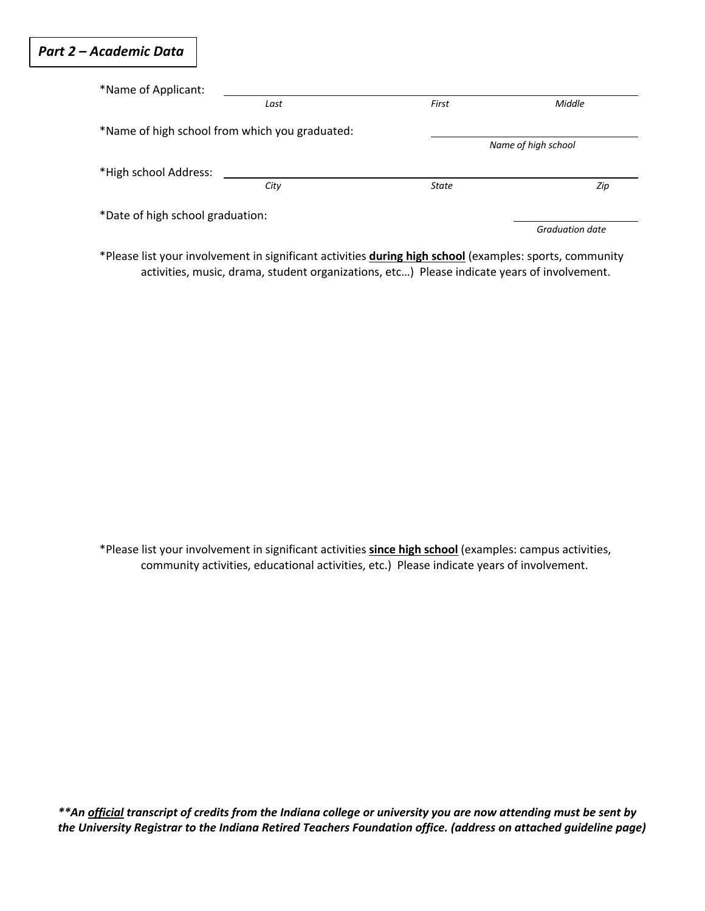## *Part 2 – Academic Data*

*Name of Applicant: ______________________________________________

*Last* | *First* | *Middle*

*Name of high school from which you graduated: ______________________

*Name of high school*

*High school Address: ______________________________________________

*City* | *State* | *Zip*

*Date of high school graduation: ______________

*Graduation date*

*Please list your involvement in significant activities **<u>during high school</u>** (examples: sports, community activities, music, drama, student organizations, etc…) Please indicate years of involvement.

*Please list your involvement in significant activities **<u>since high school</u>** (examples: campus activities, community activities, educational activities, etc.) Please indicate years of involvement.

***\*\*An <u>official</u> transcript of credits from the Indiana college or university you are now attending must be sent by the University Registrar to the Indiana Retired Teachers Foundation office. (address on attached guideline page)***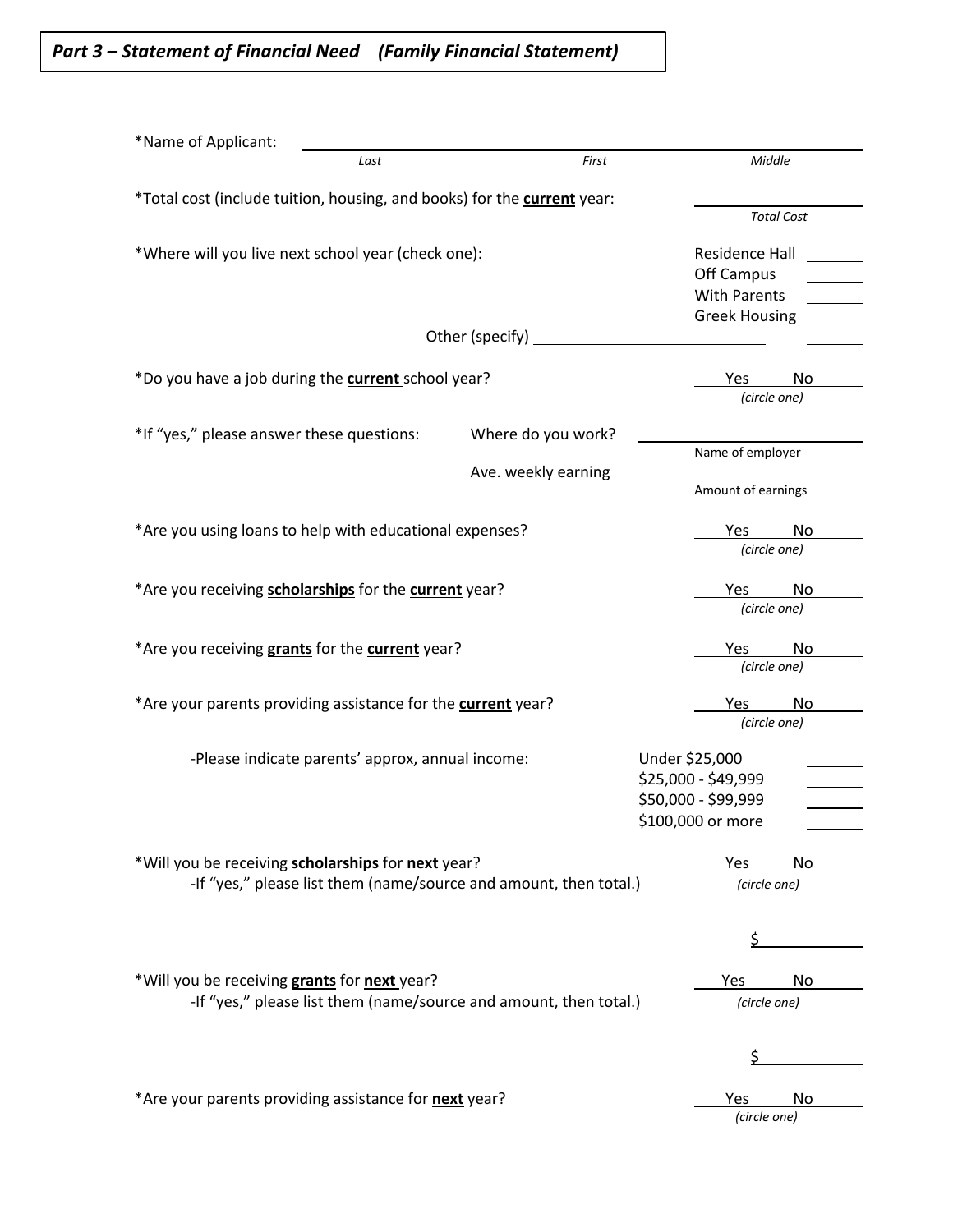## *Part 3 – Statement of Financial Need (Family Financial Statement)*

*Name of Applicant: ______________________________________________

*Last* *First* *Middle*

*Total cost (include tuition, housing, and books) for the **current** year: ____________

*Total Cost*

*Where will you live next school year (check one):

- Residence Hall ______
- Off Campus ______
- With Parents ______
- Greek Housing ______
- Other (specify) ______________________ ______

*Do you have a job during the **current** school year? Yes No *(circle one)*

*If "yes," please answer these questions:

Where do you work? ______________________

Name of employer

Ave. weekly earning ______________________

Amount of earnings

*Are you using loans to help with educational expenses? Yes No *(circle one)*

*Are you receiving **scholarships** for the **current** year? Yes No *(circle one)*

*Are you receiving **grants** for the **current** year? Yes No *(circle one)*

*Are your parents providing assistance for the **current** year? Yes No *(circle one)*

-Please indicate parents' approx, annual income:

- Under $25,000 ______
- $25,000 - $49,999 ______
- $50,000 - $99,999 ______
- $100,000 or more ______

*Will you be receiving **scholarships** for **next** year? Yes No *(circle one)*

-If "yes," please list them (name/source and amount, then total.)

$ __________

*Will you be receiving **grants** for **next** year? Yes No *(circle one)*

-If "yes," please list them (name/source and amount, then total.)

$ __________

*Are your parents providing assistance for **next** year? Yes No *(circle one)*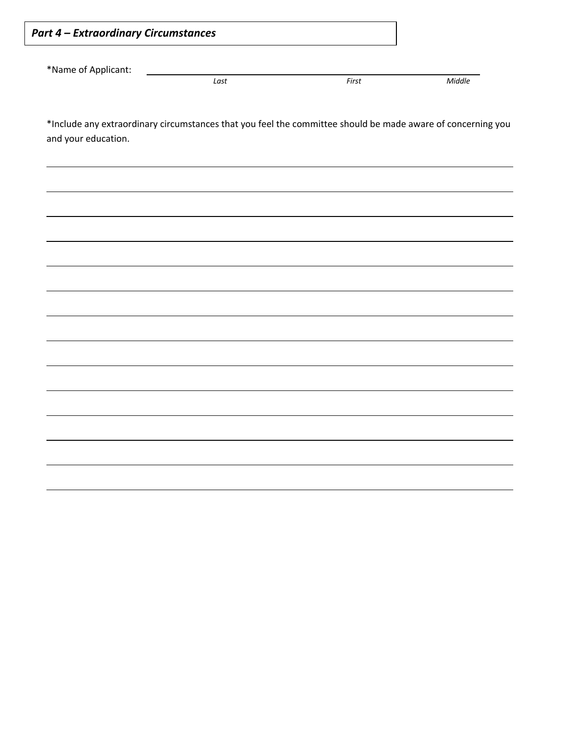## *Part 4 – Extraordinary Circumstances*

*Name of Applicant: ______________________________________________

*Last* *First* *Middle*

*Include any extraordinary circumstances that you feel the committee should be made aware of concerning you and your education.

______________________________________________________________________________

______________________________________________________________________________

______________________________________________________________________________

______________________________________________________________________________

______________________________________________________________________________

______________________________________________________________________________

______________________________________________________________________________

______________________________________________________________________________

______________________________________________________________________________

______________________________________________________________________________

______________________________________________________________________________

______________________________________________________________________________

______________________________________________________________________________

______________________________________________________________________________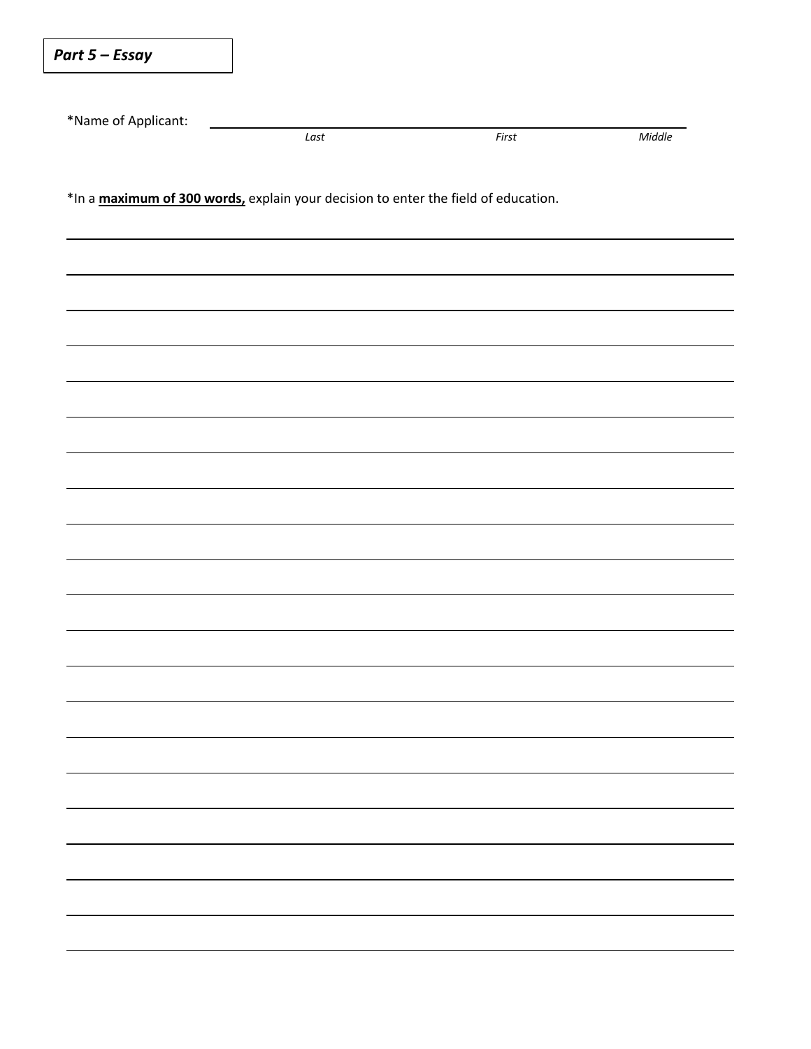**_Part 5 – Essay_**

*Name of Applicant: ______________________________________________
*Last* *First* *Middle*

*In a **maximum of 300 words,** explain your decision to enter the field of education.

______________________________________________

______________________________________________

______________________________________________

______________________________________________

______________________________________________

______________________________________________

______________________________________________

______________________________________________

______________________________________________

______________________________________________

______________________________________________

______________________________________________

______________________________________________

______________________________________________

______________________________________________

______________________________________________

______________________________________________

______________________________________________

______________________________________________

______________________________________________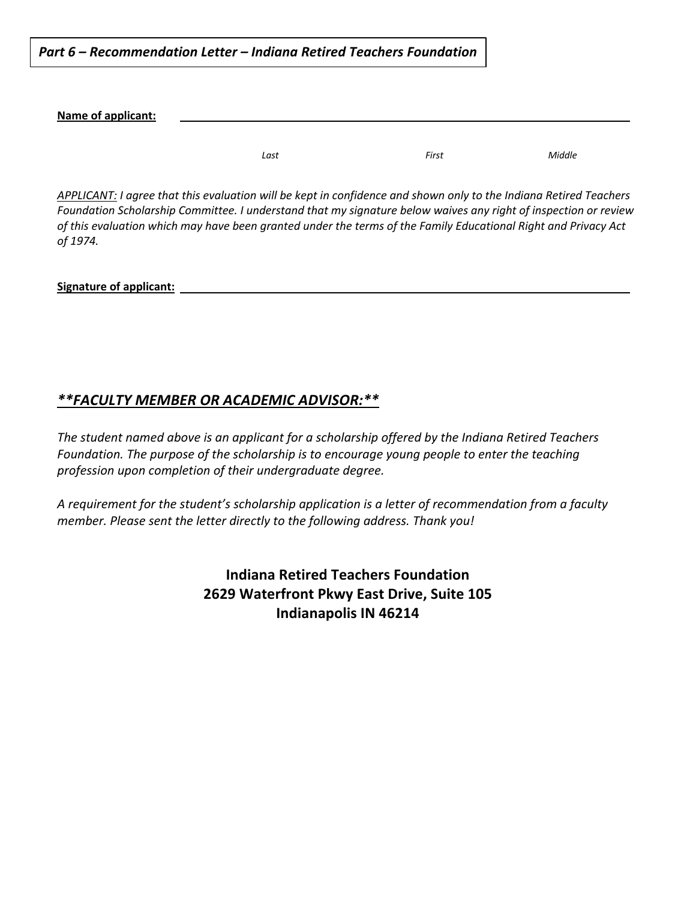***Part 6 – Recommendation Letter – Indiana Retired Teachers Foundation***

**Name of applicant:** ______________________________________________

*Last* *First* *Middle*

*APPLICANT: I agree that this evaluation will be kept in confidence and shown only to the Indiana Retired Teachers Foundation Scholarship Committee. I understand that my signature below waives any right of inspection or review of this evaluation which may have been granted under the terms of the Family Educational Right and Privacy Act of 1974.*

**Signature of applicant:** ______________________________________________

## ***\*\*FACULTY MEMBER OR ACADEMIC ADVISOR:\*\****

*The student named above is an applicant for a scholarship offered by the Indiana Retired Teachers Foundation. The purpose of the scholarship is to encourage young people to enter the teaching profession upon completion of their undergraduate degree.*

*A requirement for the student's scholarship application is a letter of recommendation from a faculty member. Please sent the letter directly to the following address. Thank you!*

**Indiana Retired Teachers Foundation**
**2629 Waterfront Pkwy East Drive, Suite 105**
**Indianapolis IN 46214**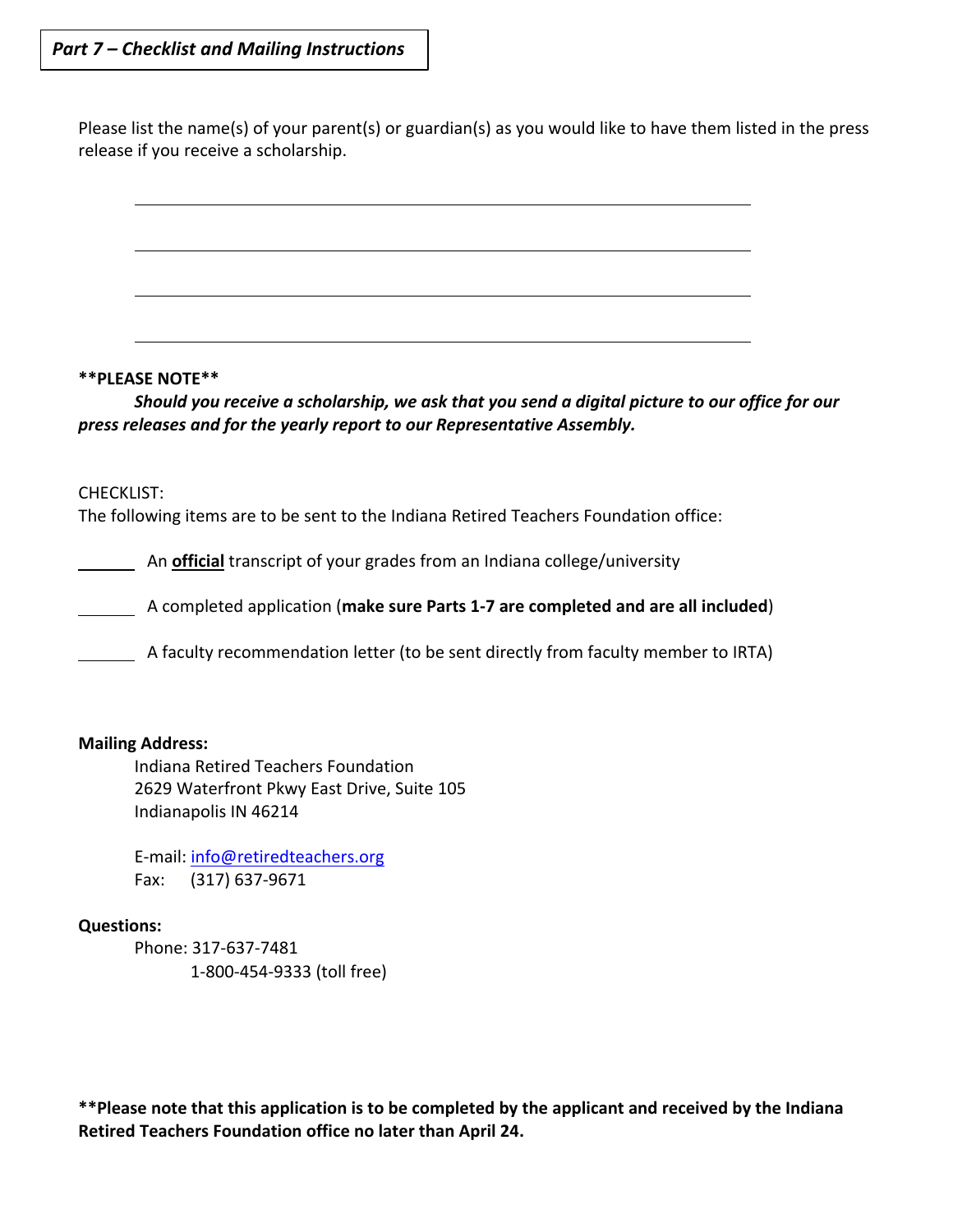## *Part 7 – Checklist and Mailing Instructions*

Please list the name(s) of your parent(s) or guardian(s) as you would like to have them listed in the press release if you receive a scholarship.

\_\_\_\_\_\_\_\_\_\_\_\_\_\_\_\_\_\_\_\_\_\_\_\_\_\_\_\_\_\_\_\_\_\_\_\_\_\_\_\_\_\_\_\_\_\_\_\_

\_\_\_\_\_\_\_\_\_\_\_\_\_\_\_\_\_\_\_\_\_\_\_\_\_\_\_\_\_\_\_\_\_\_\_\_\_\_\_\_\_\_\_\_\_\_\_\_

\_\_\_\_\_\_\_\_\_\_\_\_\_\_\_\_\_\_\_\_\_\_\_\_\_\_\_\_\_\_\_\_\_\_\_\_\_\_\_\_\_\_\_\_\_\_\_\_

\_\_\_\_\_\_\_\_\_\_\_\_\_\_\_\_\_\_\_\_\_\_\_\_\_\_\_\_\_\_\_\_\_\_\_\_\_\_\_\_\_\_\_\_\_\_\_\_

**\*\*PLEASE NOTE\*\***

***Should you receive a scholarship, we ask that you send a digital picture to our office for our press releases and for the yearly report to our Representative Assembly.***

CHECKLIST:
The following items are to be sent to the Indiana Retired Teachers Foundation office:

\_\_\_\_\_\_ An **official** transcript of your grades from an Indiana college/university

\_\_\_\_\_\_ A completed application (**make sure Parts 1-7 are completed and are all included**)

\_\_\_\_\_\_ A faculty recommendation letter (to be sent directly from faculty member to IRTA)

**Mailing Address:**

Indiana Retired Teachers Foundation
2629 Waterfront Pkwy East Drive, Suite 105
Indianapolis IN 46214

E-mail: info@retiredteachers.org
Fax: (317) 637-9671

**Questions:**

Phone: 317-637-7481
1-800-454-9333 (toll free)

**\*\*Please note that this application is to be completed by the applicant and received by the Indiana Retired Teachers Foundation office no later than April 24.**